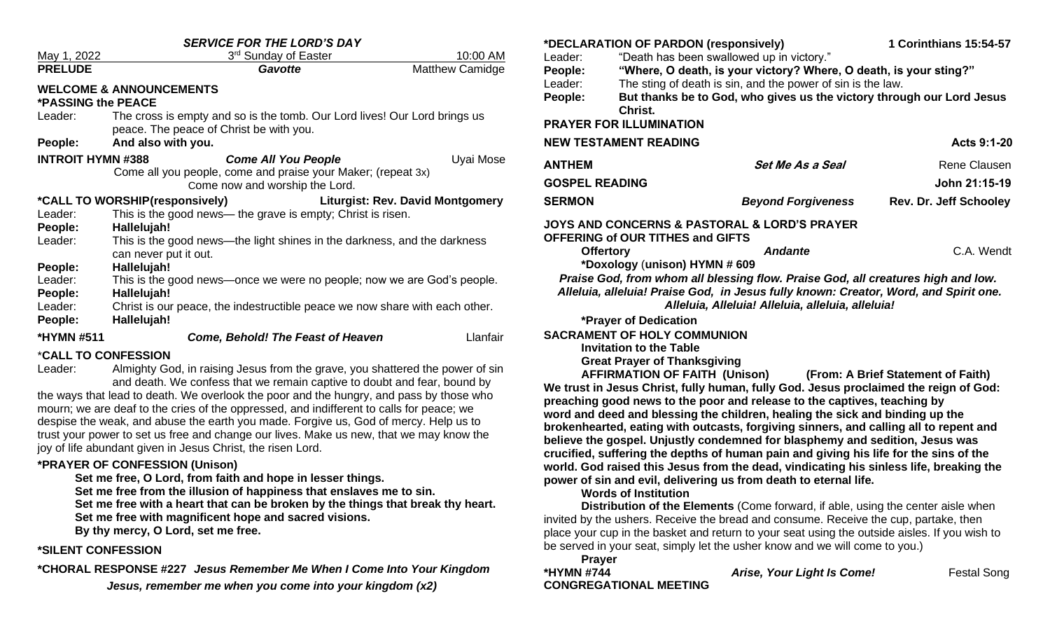***SERVICE FOR THE LORD'S DAY***

May 1, 2022 | 3rd Sunday of Easter | 10:00 AM

**PRELUDE** | ***Gavotte*** | Matthew Camidge

**WELCOME & ANNOUNCEMENTS**

**\*PASSING the PEACE**

Leader: The cross is empty and so is the tomb. Our Lord lives! Our Lord brings us peace. The peace of Christ be with you.

**People: And also with you.**

**INTROIT HYMN #388** | ***Come All You People*** | Uyai Mose

Come all you people, come and praise your Maker; (repeat 3x)
Come now and worship the Lord.

**\*CALL TO WORSHIP(responsively)** | **Liturgist: Rev. David Montgomery**

Leader: This is the good news— the grave is empty; Christ is risen.

**People: Hallelujah!**

Leader: This is the good news—the light shines in the darkness, and the darkness can never put it out.

**People: Hallelujah!**

Leader: This is the good news—once we were no people; now we are God's people.

**People: Hallelujah!**

Leader: Christ is our peace, the indestructible peace we now share with each other.

**People: Hallelujah!**

**\*HYMN #511** | ***Come, Behold! The Feast of Heaven*** | Llanfair

**\*CALL TO CONFESSION**

Leader: Almighty God, in raising Jesus from the grave, you shattered the power of sin and death. We confess that we remain captive to doubt and fear, bound by the ways that lead to death. We overlook the poor and the hungry, and pass by those who mourn; we are deaf to the cries of the oppressed, and indifferent to calls for peace; we despise the weak, and abuse the earth you made. Forgive us, God of mercy. Help us to trust your power to set us free and change our lives. Make us new, that we may know the joy of life abundant given in Jesus Christ, the risen Lord.

**\*PRAYER OF CONFESSION (Unison)**

**Set me free, O Lord, from faith and hope in lesser things.**
**Set me free from the illusion of happiness that enslaves me to sin.**
**Set me free with a heart that can be broken by the things that break thy heart.**
**Set me free with magnificent hope and sacred visions.**
**By thy mercy, O Lord, set me free.**

**\*SILENT CONFESSION**

**\*CHORAL RESPONSE #227** ***Jesus Remember Me When I Come Into Your Kingdom***

***Jesus, remember me when you come into your kingdom (x2)***

**\*DECLARATION OF PARDON (responsively)** | **1 Corinthians 15:54-57**

Leader: "Death has been swallowed up in victory."

**People: "Where, O death, is your victory? Where, O death, is your sting?"**

Leader: The sting of death is sin, and the power of sin is the law.

**People: But thanks be to God, who gives us the victory through our Lord Jesus Christ.**

**PRAYER FOR ILLUMINATION**

**NEW TESTAMENT READING** | **Acts 9:1-20**

**ANTHEM** | ***Set Me As a Seal*** | Rene Clausen

**GOSPEL READING** | **John 21:15-19**

**SERMON** | ***Beyond Forgiveness*** | **Rev. Dr. Jeff Schooley**

**JOYS AND CONCERNS & PASTORAL & LORD'S PRAYER**

**OFFERING of OUR TITHES and GIFTS**

**Offertory** | ***Andante*** | C.A. Wendt

**\*Doxology (unison) HYMN # 609**

***Praise God, from whom all blessing flow. Praise God, all creatures high and low. Alleluia, alleluia! Praise God, in Jesus fully known: Creator, Word, and Spirit one. Alleluia, Alleluia! Alleluia, alleluia, alleluia!***

**\*Prayer of Dedication**

**SACRAMENT OF HOLY COMMUNION**

**Invitation to the Table**

**Great Prayer of Thanksgiving**

**AFFIRMATION OF FAITH (Unison)** | **(From: A Brief Statement of Faith)**

**We trust in Jesus Christ, fully human, fully God. Jesus proclaimed the reign of God: preaching good news to the poor and release to the captives, teaching by word and deed and blessing the children, healing the sick and binding up the brokenhearted, eating with outcasts, forgiving sinners, and calling all to repent and believe the gospel. Unjustly condemned for blasphemy and sedition, Jesus was crucified, suffering the depths of human pain and giving his life for the sins of the world. God raised this Jesus from the dead, vindicating his sinless life, breaking the power of sin and evil, delivering us from death to eternal life.**

**Words of Institution**

**Distribution of the Elements** (Come forward, if able, using the center aisle when invited by the ushers. Receive the bread and consume. Receive the cup, partake, then place your cup in the basket and return to your seat using the outside aisles. If you wish to be served in your seat, simply let the usher know and we will come to you.)

**Prayer**

**\*HYMN #744** | ***Arise, Your Light Is Come!*** | Festal Song

**CONGREGATIONAL MEETING**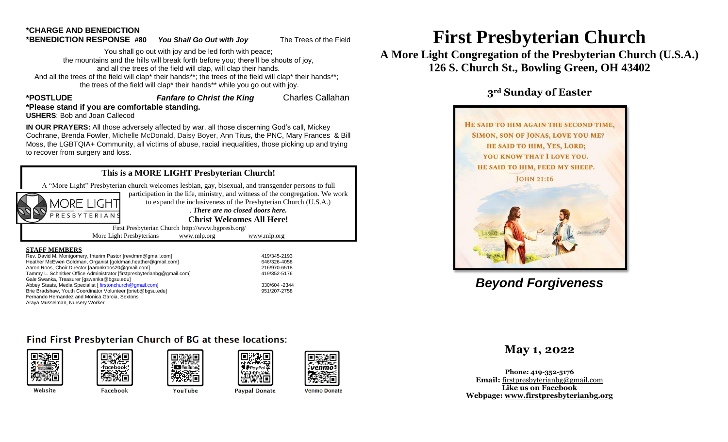**\*CHARGE AND BENEDICTION**

**\*BENEDICTION RESPONSE #80** ***You Shall Go Out with Joy*** The Trees of the Field

You shall go out with joy and be led forth with peace;
the mountains and the hills will break forth before you; there'll be shouts of joy,
and all the trees of the field will clap, will clap their hands.
And all the trees of the field will clap* their hands**; the trees of the field will clap* their hands**;
the trees of the field will clap* their hands** while you go out with joy.

**\*POSTLUDE** ***Fanfare to Christ the King*** Charles Callahan

**\*Please stand if you are comfortable standing.**

**USHERS**: Bob and Joan Callecod

**IN OUR PRAYERS:** All those adversely affected by war, all those discerning God's call, Mickey Cochrane, Brenda Fowler, Michelle McDonald, Daisy Boyer, Ann Titus, the PNC, Mary Frances & Bill Moss, the LGBTQIA+ Community, all victims of abuse, racial inequalities, those picking up and trying to recover from surgery and loss.

**This is a MORE LIGHT Presbyterian Church!**

A "More Light" Presbyterian church welcomes lesbian, gay, bisexual, and transgender persons to full participation in the life, ministry, and witness of the congregation. We work to expand the inclusiveness of the Presbyterian Church (U.S.A.)
. ***There are no closed doors here.***

**Christ Welcomes All Here!**

MORE LIGHT PRESBYTERIANS

First Presbyterian Church http://www.bgpresb.org/
More Light Presbyterians www.mlp.org www.mlp.org

**STAFF MEMBERS**

| | |
|---|---|
| Rev. David M. Montgomery, Interim Pastor [revdmm@gmail.com] | 419/345-2193 |
| Heather McEwen Goldman, Organist [goldman.heather@gmail.com] | 646/326-4058 |
| Aaron Roos, Choir Director [aaronkroos20@gmail.com] | 216/970-6518 |
| Tammy L. Schnitker Office Administrator [firstpresbyterianbg@gmail.com] | 419/352-5176 |
| Gale Swanka, Treasurer [gswanka@bgsu.edu] | |
| Abbey Staats, Media Specialist [ firstonchurch@gmail.com] | 330/604 -2344 |
| Brie Bradshaw, Youth Coordinator Volunteer [brieb@bgsu.edu] | 951/207-2758 |
| Fernando Hernandez and Monica Garcia, Sextons | |
| Araya Musselman, Nursery Worker | |

**Find First Presbyterian Church of BG at these locations:**

Website | Facebook | YouTube | Paypal Donate | Venmo Donate

# First Presbyterian Church

## A More Light Congregation of the Presbyterian Church (U.S.A.)
## 126 S. Church St., Bowling Green, OH 43402

### 3rd Sunday of Easter

HE SAID TO HIM AGAIN THE SECOND TIME, SIMON, SON OF JONAS, LOVE YOU ME? HE SAID TO HIM, YES, LORD; YOU KNOW THAT I LOVE YOU. HE SAID TO HIM, FEED MY SHEEP.
JOHN 21:16

***Beyond Forgiveness***

## May 1, 2022

**Phone: 419-352-5176**
**Email:** firstpresbyterianbg@gmail.com
**Like us on Facebook**
**Webpage: www.firstpresbyterianbg.org**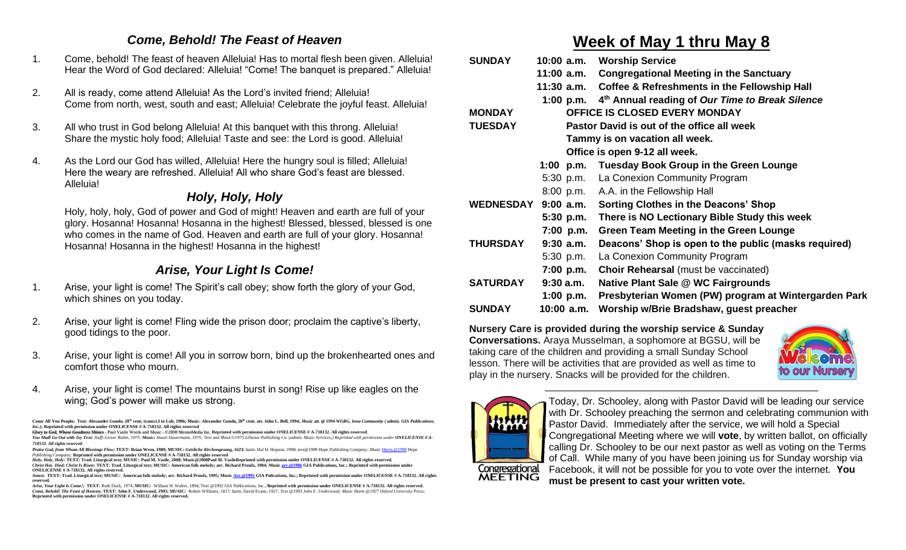## *Come, Behold! The Feast of Heaven*

1. Come, behold! The feast of heaven Alleluia! Has to mortal flesh been given. Alleluia! Hear the Word of God declared: Alleluia! "Come! The banquet is prepared." Alleluia!

2. All is ready, come attend Alleluia! As the Lord's invited friend; Alleluia! Come from north, west, south and east; Alleluia! Celebrate the joyful feast. Alleluia!

3. All who trust in God belong Alleluia! At this banquet with this throng. Alleluia! Share the mystic holy food; Alleluia! Taste and see: the Lord is good. Alleluia!

4. As the Lord our God has willed, Alleluia! Here the hungry soul is filled; Alleluia! Here the weary are refreshed. Alleluia! All who share God's feast are blessed. Alleluia!

## *Holy, Holy, Holy*

Holy, holy, holy, God of power and God of might! Heaven and earth are full of your glory. Hosanna! Hosanna! Hosanna in the highest! Blessed, blessed, blessed is one who comes in the name of God. Heaven and earth are full of your glory. Hosanna! Hosanna! Hosanna in the highest! Hosanna in the highest!

## *Arise, Your Light Is Come!*

1. Arise, your light is come! The Spirit's call obey; show forth the glory of your God, which shines on you today.

2. Arise, your light is come! Fling wide the prison door; proclaim the captive's liberty, good tidings to the poor.

3. Arise, your light is come! All you in sorrow born, bind up the brokenhearted ones and comfort those who mourn.

4. Arise, your light is come! The mountains burst in song! Rise up like eagles on the wing; God's power will make us strong.

**Come All You People; Text: Alexander Gondo, 20th cent; transcl.I to Loh, 1986; Music: Alexander Gondo, 20th cent; att. John L. Bell, 1994; *Music att. @ 1994 WGRG, Iona Community ( admin. GIA Publications, Inc.)*; Reprinted with permission under ONELICENSE # A-718132. All rights reserved**
***Glory to God, Whose Goodness Shines*** - Paul Vasile Words and Music - ©2008 MennoMedia Inc. **Reprinted with permission under ONELICENSE # A-718132. All rights reserved**.
***You Shall Go Out with Joy Text:*** *Steffi Geiser Rubin, 1975: **Music:** Stuart Dauermann, 1975; Text and Music©1975 Lillenas Publishing Co. (admin. Music Services;) Reprinted with permission under **ONELICENSE # A-718132. All rights reserved**.*
***Praise God, from Whom All Blessings Flow;*** **TEXT: Brian Wren, 1989; MUSIC:** ***Geistliche Kirchengesang, 1623;*** harm. Hal H. Hopson, 1998; *text@1989 Hope Publishing Company; Music Harm.@1998 Hope Publishing Company;* **Reprinted with permission under ONELICENSE # A-718132. All rights reserved**
***Holy, Holy, Holy*: TEXT: Trad. Liturgical text; MUSIC: Paul M. Vasile, 2008; Music@2008Paul M. VasileReprinted with permission under ONELICENSE # A-718132. All rights reserved.**
***Christ Has Died; Christ Is Risen:*** **TEXT: Trad. Liturgical text; MUSIC: American folk melody; arr. Richard Proulx, 1984; Music arr.@1986 GIA Publications, Inc.; Reprinted with permission under ONELICENSE # A-718132. All rights reserved.**
***Amen:*** **TEXT: Trad. Liturgical text; MUSIC: American folk melody; arr. Richard Proulx, 1995; Music Arr.@1995 GIA Pulications, Inc.; Reprinted with permission under ONELICENSE # A-718132. All rights reserved.**
***Arise, Your Light Is Come!;*** **TEXT:** Ruth Duck, 1974; **MUSIC:** William H. Walter, 1894; Text @1992 GIA Publications, Inc.; **Reprinted with permission under ONELICENSE # A-718132. All rights reserved.**
***Come, Behold! The Feast of Heaven;*** **TEXT: John F. Underwood, 1993; MUSIC:** Robert Williams, 1817; harm. David Evans, 1927; *Text @1993 John F. Underwood; Music Harm @1927 Oxford University Press;* **Reprinted with permission under ONELICENSE # A-718132. All rights reserved.**

# Week of May 1 thru May 8

| | | |
|---|---|---|
| **SUNDAY** | **10:00 a.m.** | **Worship Service** |
| | **11:00 a.m.** | **Congregational Meeting in the Sanctuary** |
| | **11:30 a.m.** | **Coffee & Refreshments in the Fellowship Hall** |
| | **1:00 p.m.** | **4th Annual reading of *Our Time to Break Silence*** |
| **MONDAY** | | **OFFICE IS CLOSED EVERY MONDAY** |
| **TUESDAY** | | **Pastor David is out of the office all week** |
| | | **Tammy is on vacation all week.** |
| | | **Office is open 9-12 all week.** |
| | **1:00 p.m.** | **Tuesday Book Group in the Green Lounge** |
| | 5:30 p.m. | La Conexion Community Program |
| | 8:00 p.m. | A.A. in the Fellowship Hall |
| **WEDNESDAY** | **9:00 a.m.** | **Sorting Clothes in the Deacons' Shop** |
| | **5:30 p.m.** | **There is NO Lectionary Bible Study this week** |
| | **7:00 p.m.** | **Green Team Meeting in the Green Lounge** |
| **THURSDAY** | **9:30 a.m.** | **Deacons' Shop is open to the public (masks required)** |
| | 5:30 p.m. | La Conexion Community Program |
| | **7:00 p.m.** | **Choir Rehearsal** (must be vaccinated) |
| **SATURDAY** | **9:30 a.m.** | **Native Plant Sale @ WC Fairgrounds** |
| | **1:00 p.m.** | **Presbyterian Women (PW) program at Wintergarden Park** |
| **SUNDAY** | **10:00 a.m.** | **Worship w/Brie Bradshaw, guest preacher** |

**Nursery Care is provided during the worship service & Sunday Conversations.** Araya Musselman, a sophomore at BGSU, will be taking care of the children and providing a small Sunday School lesson. There will be activities that are provided as well as time to play in the nursery. Snacks will be provided for the children.

Welcome to our Nursery

Today, Dr. Schooley, along with Pastor David will be leading our service with Dr. Schooley preaching the sermon and celebrating communion with Pastor David. Immediately after the service, we will hold a Special Congregational Meeting where we will **vote**, by written ballot, on officially calling Dr. Schooley to be our next pastor as well as voting on the Terms of Call. While many of you have been joining us for Sunday worship via Facebook, it will not be possible for you to vote over the internet. **You must be present to cast your written vote.**

Congregational MEETING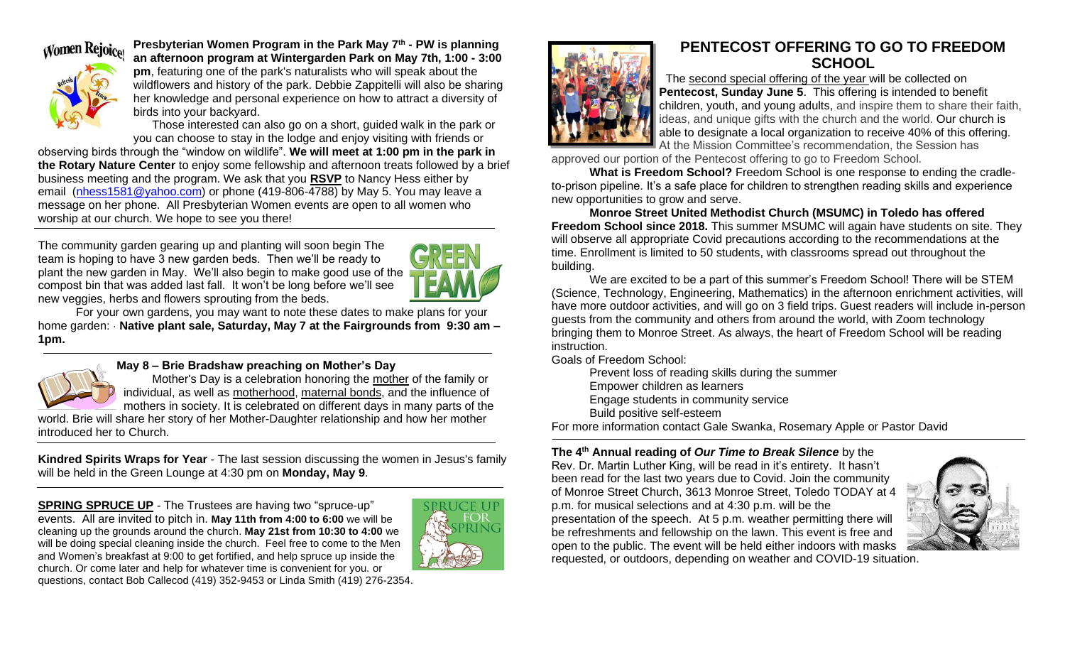**Presbyterian Women Program in the Park May 7th - PW is planning an afternoon program at Wintergarden Park on May 7th, 1:00 - 3:00 pm**, featuring one of the park's naturalists who will speak about the wildflowers and history of the park. Debbie Zappitelli will also be sharing her knowledge and personal experience on how to attract a diversity of birds into your backyard.

Those interested can also go on a short, guided walk in the park or you can choose to stay in the lodge and enjoy visiting with friends or observing birds through the "window on wildlife". **We will meet at 1:00 pm in the park in the Rotary Nature Center** to enjoy some fellowship and afternoon treats followed by a brief business meeting and the program. We ask that you **RSVP** to Nancy Hess either by email (nhess1581@yahoo.com) or phone (419-806-4788) by May 5. You may leave a message on her phone. All Presbyterian Women events are open to all women who worship at our church. We hope to see you there!

---

The community garden gearing up and planting will soon begin The team is hoping to have 3 new garden beds. Then we'll be ready to plant the new garden in May. We'll also begin to make good use of the compost bin that was added last fall. It won't be long before we'll see new veggies, herbs and flowers sprouting from the beds.

For your own gardens, you may want to note these dates to make plans for your home garden: · **Native plant sale, Saturday, May 7 at the Fairgrounds from 9:30 am – 1pm.**

---

**May 8 – Brie Bradshaw preaching on Mother's Day**

Mother's Day is a celebration honoring the mother of the family or individual, as well as motherhood, maternal bonds, and the influence of mothers in society. It is celebrated on different days in many parts of the world. Brie will share her story of her Mother-Daughter relationship and how her mother introduced her to Church.

---

**Kindred Spirits Wraps for Year** - The last session discussing the women in Jesus's family will be held in the Green Lounge at 4:30 pm on **Monday, May 9**.

---

**SPRING SPRUCE UP** - The Trustees are having two "spruce-up" events. All are invited to pitch in. **May 11th from 4:00 to 6:00** we will be cleaning up the grounds around the church. **May 21st from 10:30 to 4:00** we will be doing special cleaning inside the church. Feel free to come to the Men and Women's breakfast at 9:00 to get fortified, and help spruce up inside the church. Or come later and help for whatever time is convenient for you. or questions, contact Bob Callecod (419) 352-9453 or Linda Smith (419) 276-2354.

## PENTECOST OFFERING TO GO TO FREEDOM SCHOOL

The second special offering of the year will be collected on **Pentecost, Sunday June 5**. This offering is intended to benefit children, youth, and young adults, and inspire them to share their faith, ideas, and unique gifts with the church and the world. Our church is able to designate a local organization to receive 40% of this offering. At the Mission Committee's recommendation, the Session has approved our portion of the Pentecost offering to go to Freedom School.

**What is Freedom School?** Freedom School is one response to ending the cradle-to-prison pipeline. It's a safe place for children to strengthen reading skills and experience new opportunities to grow and serve.

**Monroe Street United Methodist Church (MSUMC) in Toledo has offered Freedom School since 2018.** This summer MSUMC will again have students on site. They will observe all appropriate Covid precautions according to the recommendations at the time. Enrollment is limited to 50 students, with classrooms spread out throughout the building.

We are excited to be a part of this summer's Freedom School! There will be STEM (Science, Technology, Engineering, Mathematics) in the afternoon enrichment activities, will have more outdoor activities, and will go on 3 field trips. Guest readers will include in-person guests from the community and others from around the world, with Zoom technology bringing them to Monroe Street. As always, the heart of Freedom School will be reading instruction.

Goals of Freedom School:

- Prevent loss of reading skills during the summer
- Empower children as learners
- Engage students in community service
- Build positive self-esteem

For more information contact Gale Swanka, Rosemary Apple or Pastor David

---

**The 4th Annual reading of *Our Time to Break Silence*** by the Rev. Dr. Martin Luther King, will be read in it's entirety. It hasn't been read for the last two years due to Covid. Join the community of Monroe Street Church, 3613 Monroe Street, Toledo TODAY at 4 p.m. for musical selections and at 4:30 p.m. will be the presentation of the speech. At 5 p.m. weather permitting there will be refreshments and fellowship on the lawn. This event is free and open to the public. The event will be held either indoors with masks requested, or outdoors, depending on weather and COVID-19 situation.